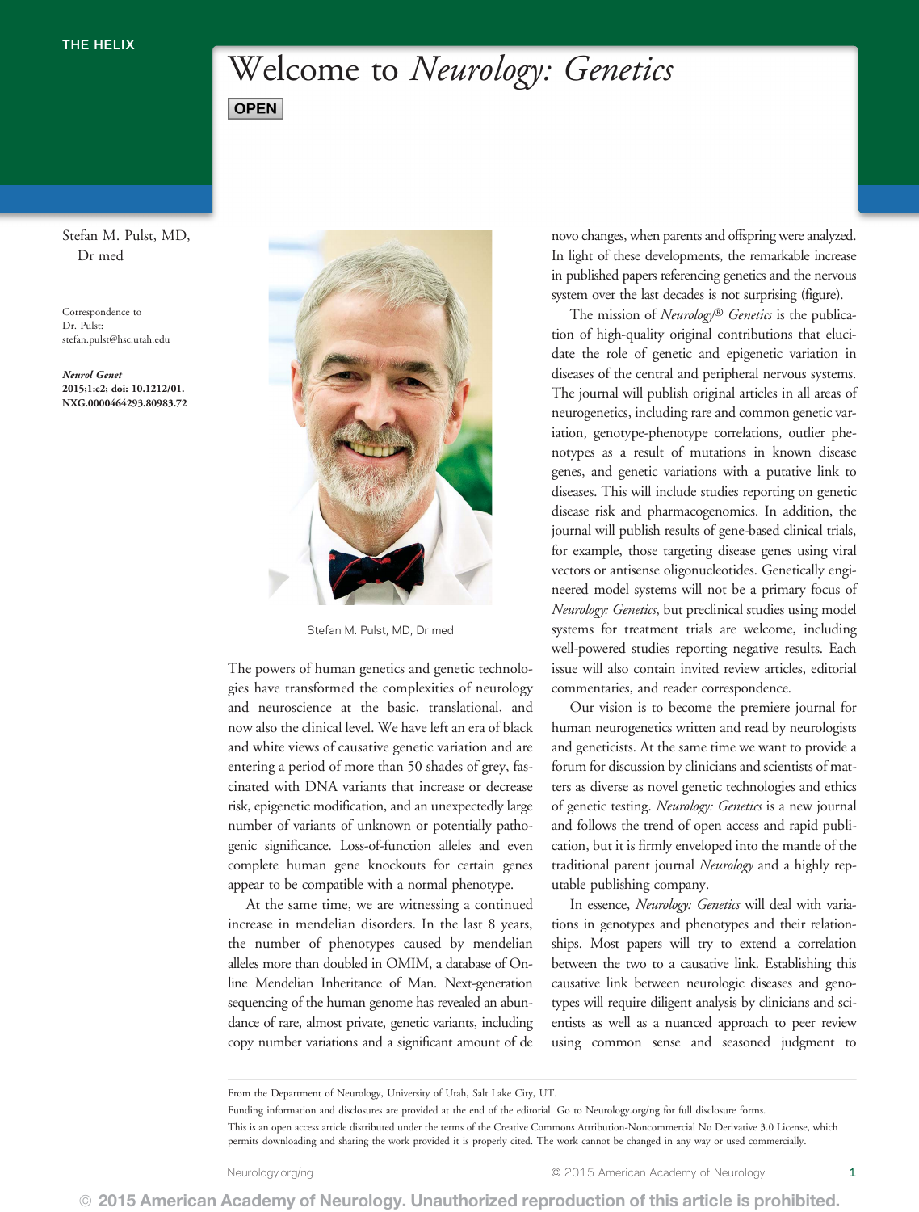THE HELIX

# Welcome to *Neurology: Genetics*

OPEN

Stefan M. Pulst, MD, Dr med

Correspondence to Dr. Pulst: stefan.pulst@hsc.utah.edu

***Neurol Genet*** **2015;1:e2; doi: 10.1212/01.NXG.0000464293.80983.72**

Stefan M. Pulst, MD, Dr med

The powers of human genetics and genetic technologies have transformed the complexities of neurology and neuroscience at the basic, translational, and now also the clinical level. We have left an era of black and white views of causative genetic variation and are entering a period of more than 50 shades of grey, fascinated with DNA variants that increase or decrease risk, epigenetic modification, and an unexpectedly large number of variants of unknown or potentially pathogenic significance. Loss-of-function alleles and even complete human gene knockouts for certain genes appear to be compatible with a normal phenotype.

At the same time, we are witnessing a continued increase in mendelian disorders. In the last 8 years, the number of phenotypes caused by mendelian alleles more than doubled in OMIM, a database of Online Mendelian Inheritance of Man. Next-generation sequencing of the human genome has revealed an abundance of rare, almost private, genetic variants, including copy number variations and a significant amount of de novo changes, when parents and offspring were analyzed. In light of these developments, the remarkable increase in published papers referencing genetics and the nervous system over the last decades is not surprising (figure).

The mission of *Neurology® Genetics* is the publication of high-quality original contributions that elucidate the role of genetic and epigenetic variation in diseases of the central and peripheral nervous systems. The journal will publish original articles in all areas of neurogenetics, including rare and common genetic variation, genotype-phenotype correlations, outlier phenotypes as a result of mutations in known disease genes, and genetic variations with a putative link to diseases. This will include studies reporting on genetic disease risk and pharmacogenomics. In addition, the journal will publish results of gene-based clinical trials, for example, those targeting disease genes using viral vectors or antisense oligonucleotides. Genetically engineered model systems will not be a primary focus of *Neurology: Genetics*, but preclinical studies using model systems for treatment trials are welcome, including well-powered studies reporting negative results. Each issue will also contain invited review articles, editorial commentaries, and reader correspondence.

Our vision is to become the premiere journal for human neurogenetics written and read by neurologists and geneticists. At the same time we want to provide a forum for discussion by clinicians and scientists of matters as diverse as novel genetic technologies and ethics of genetic testing. *Neurology: Genetics* is a new journal and follows the trend of open access and rapid publication, but it is firmly enveloped into the mantle of the traditional parent journal *Neurology* and a highly reputable publishing company.

In essence, *Neurology: Genetics* will deal with variations in genotypes and phenotypes and their relationships. Most papers will try to extend a correlation between the two to a causative link. Establishing this causative link between neurologic diseases and genotypes will require diligent analysis by clinicians and scientists as well as a nuanced approach to peer review using common sense and seasoned judgment to

From the Department of Neurology, University of Utah, Salt Lake City, UT.

Funding information and disclosures are provided at the end of the editorial. Go to Neurology.org/ng for full disclosure forms.

This is an open access article distributed under the terms of the Creative Commons Attribution-Noncommercial No Derivative 3.0 License, which permits downloading and sharing the work provided it is properly cited. The work cannot be changed in any way or used commercially.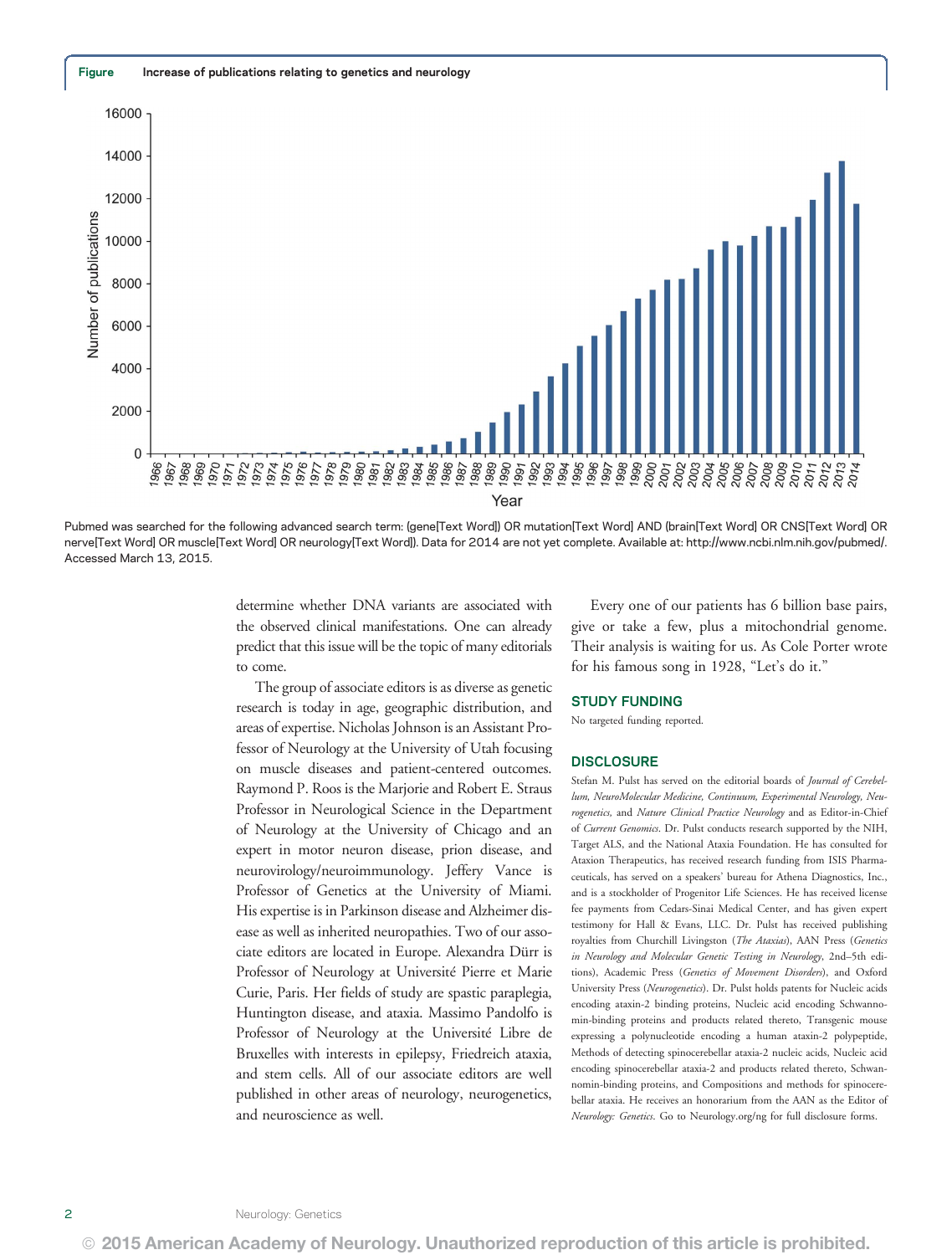**Figure** Increase of publications relating to genetics and neurology

16000
14000
12000
10000
8000
6000
4000
2000
0

Number of publications

1966 1967 1968 1969 1970 1971 1972 1973 1974 1975 1976 1977 1978 1979 1980 1981 1982 1983 1984 1985 1986 1987 1988 1989 1990 1991 1992 1993 1994 1995 1996 1997 1998 1999 2000 2001 2002 2003 2004 2005 2006 2007 2008 2009 2010 2011 2012 2013 2014

Year

Pubmed was searched for the following advanced search term: (gene[Text Word]) OR mutation[Text Word] AND (brain[Text Word] OR CNS[Text Word] OR nerve[Text Word] OR muscle[Text Word] OR neurology[Text Word]). Data for 2014 are not yet complete. Available at: http://www.ncbi.nlm.nih.gov/pubmed/. Accessed March 13, 2015.

determine whether DNA variants are associated with the observed clinical manifestations. One can already predict that this issue will be the topic of many editorials to come.

The group of associate editors is as diverse as genetic research is today in age, geographic distribution, and areas of expertise. Nicholas Johnson is an Assistant Professor of Neurology at the University of Utah focusing on muscle diseases and patient-centered outcomes. Raymond P. Roos is the Marjorie and Robert E. Straus Professor in Neurological Science in the Department of Neurology at the University of Chicago and an expert in motor neuron disease, prion disease, and neurovirology/neuroimmunology. Jeffery Vance is Professor of Genetics at the University of Miami. His expertise is in Parkinson disease and Alzheimer disease as well as inherited neuropathies. Two of our associate editors are located in Europe. Alexandra Dürr is Professor of Neurology at Université Pierre et Marie Curie, Paris. Her fields of study are spastic paraplegia, Huntington disease, and ataxia. Massimo Pandolfo is Professor of Neurology at the Université Libre de Bruxelles with interests in epilepsy, Friedreich ataxia, and stem cells. All of our associate editors are well published in other areas of neurology, neurogenetics, and neuroscience as well.

Every one of our patients has 6 billion base pairs, give or take a few, plus a mitochondrial genome. Their analysis is waiting for us. As Cole Porter wrote for his famous song in 1928, "Let's do it."

## STUDY FUNDING

No targeted funding reported.

## DISCLOSURE

Stefan M. Pulst has served on the editorial boards of *Journal of Cerebellum, NeuroMolecular Medicine, Continuum, Experimental Neurology, Neurogenetics,* and *Nature Clinical Practice Neurology* and as Editor-in-Chief of *Current Genomics*. Dr. Pulst conducts research supported by the NIH, Target ALS, and the National Ataxia Foundation. He has consulted for Ataxion Therapeutics, has received research funding from ISIS Pharmaceuticals, has served on a speakers' bureau for Athena Diagnostics, Inc., and is a stockholder of Progenitor Life Sciences. He has received license fee payments from Cedars-Sinai Medical Center, and has given expert testimony for Hall & Evans, LLC. Dr. Pulst has received publishing royalties from Churchill Livingston (*The Ataxias*), AAN Press (*Genetics in Neurology and Molecular Genetic Testing in Neurology*, 2nd–5th editions), Academic Press (*Genetics of Movement Disorders*), and Oxford University Press (*Neurogenetics*). Dr. Pulst holds patents for Nucleic acids encoding ataxin-2 binding proteins, Nucleic acid encoding Schwannomin-binding proteins and products related thereto, Transgenic mouse expressing a polynucleotide encoding a human ataxin-2 polypeptide, Methods of detecting spinocerebellar ataxia-2 nucleic acids, Nucleic acid encoding spinocerebellar ataxia-2 and products related thereto, Schwannomin-binding proteins, and Compositions and methods for spinocerebellar ataxia. He receives an honorarium from the AAN as the Editor of *Neurology: Genetics*. Go to Neurology.org/ng for full disclosure forms.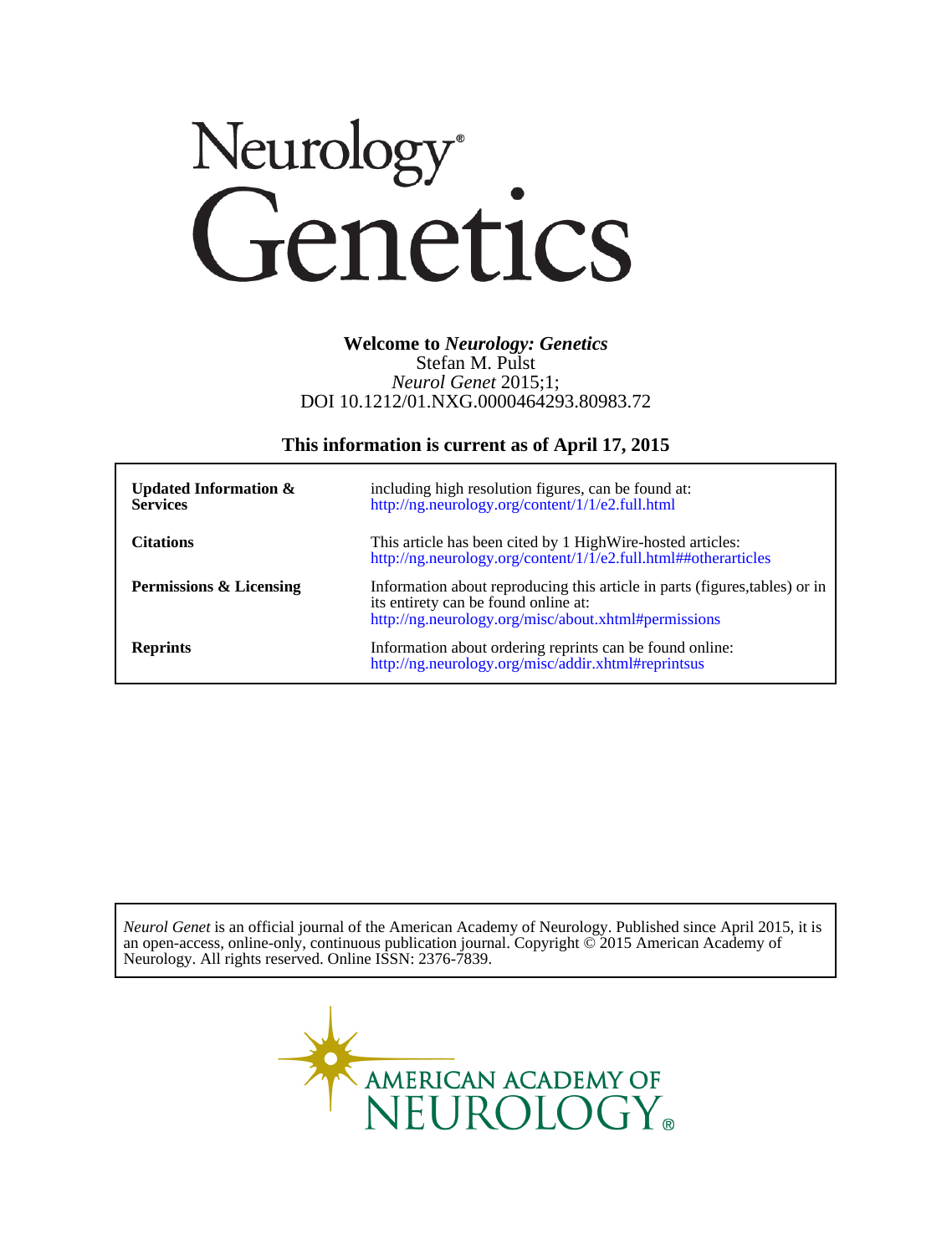# Neurology® Genetics

**Welcome to *Neurology: Genetics***
Stefan M. Pulst
*Neurol Genet* 2015;1;
DOI 10.1212/01.NXG.0000464293.80983.72

**This information is current as of April 17, 2015**

| | |
|---|---|
| **Updated Information & Services** | including high resolution figures, can be found at: http://ng.neurology.org/content/1/1/e2.full.html |
| **Citations** | This article has been cited by 1 HighWire-hosted articles: http://ng.neurology.org/content/1/1/e2.full.html##otherarticles |
| **Permissions & Licensing** | Information about reproducing this article in parts (figures,tables) or in its entirety can be found online at: http://ng.neurology.org/misc/about.xhtml#permissions |
| **Reprints** | Information about ordering reprints can be found online: http://ng.neurology.org/misc/addir.xhtml#reprintsus |

*Neurol Genet* is an official journal of the American Academy of Neurology. Published since April 2015, it is an open-access, online-only, continuous publication journal. Copyright © 2015 American Academy of Neurology. All rights reserved. Online ISSN: 2376-7839.

AMERICAN ACADEMY OF NEUROLOGY®